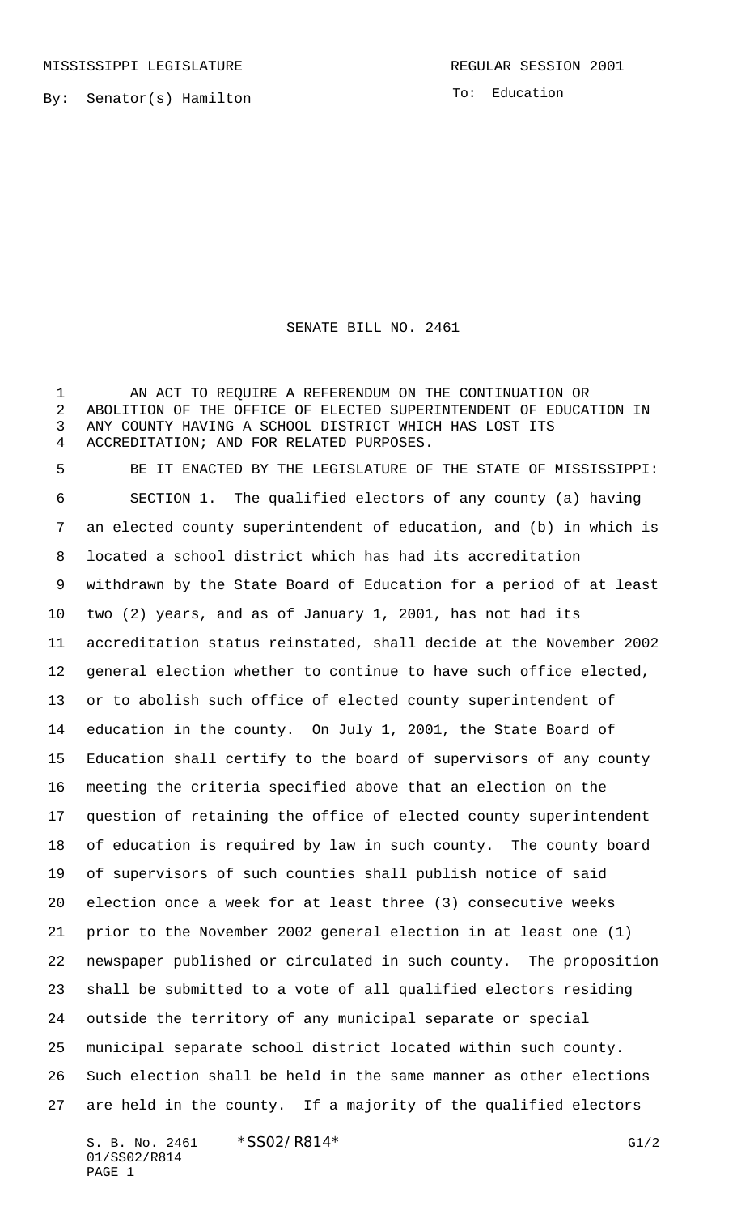MISSISSIPPI LEGISLATURE REGULAR SESSION 2001

By: Senator(s) Hamilton

To: Education

# SENATE BILL NO. 2461

AN ACT TO REQUIRE A REFERENDUM ON THE CONTINUATION OR ABOLITION OF THE OFFICE OF ELECTED SUPERINTENDENT OF EDUCATION IN ANY COUNTY HAVING A SCHOOL DISTRICT WHICH HAS LOST ITS ACCREDITATION; AND FOR RELATED PURPOSES.

BE IT ENACTED BY THE LEGISLATURE OF THE STATE OF MISSISSIPPI:

SECTION 1. The qualified electors of any county (a) having an elected county superintendent of education, and (b) in which is located a school district which has had its accreditation withdrawn by the State Board of Education for a period of at least two (2) years, and as of January 1, 2001, has not had its accreditation status reinstated, shall decide at the November 2002 general election whether to continue to have such office elected, or to abolish such office of elected county superintendent of education in the county. On July 1, 2001, the State Board of Education shall certify to the board of supervisors of any county meeting the criteria specified above that an election on the question of retaining the office of elected county superintendent of education is required by law in such county. The county board of supervisors of such counties shall publish notice of said election once a week for at least three (3) consecutive weeks prior to the November 2002 general election in at least one (1) newspaper published or circulated in such county. The proposition shall be submitted to a vote of all qualified electors residing outside the territory of any municipal separate or special municipal separate school district located within such county. Such election shall be held in the same manner as other elections are held in the county. If a majority of the qualified electors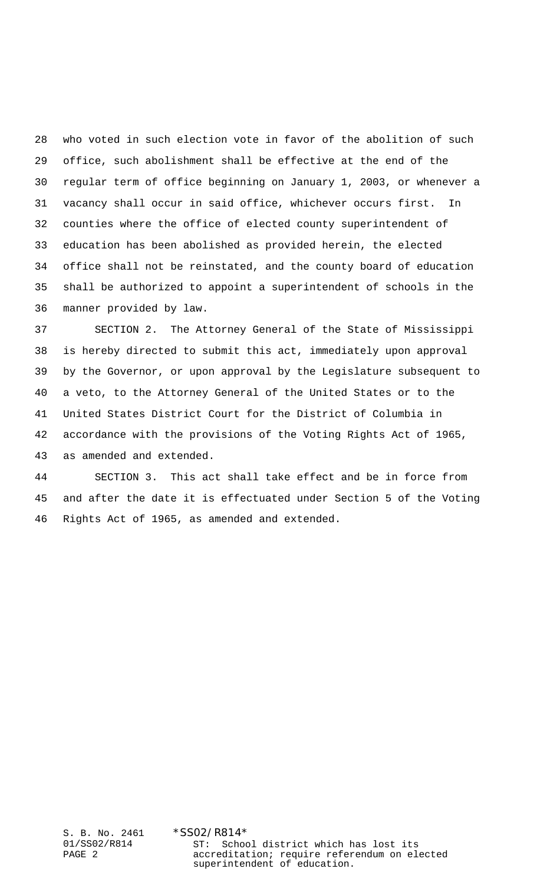who voted in such election vote in favor of the abolition of such office, such abolishment shall be effective at the end of the regular term of office beginning on January 1, 2003, or whenever a vacancy shall occur in said office, whichever occurs first. In counties where the office of elected county superintendent of education has been abolished as provided herein, the elected office shall not be reinstated, and the county board of education shall be authorized to appoint a superintendent of schools in the manner provided by law.

SECTION 2. The Attorney General of the State of Mississippi is hereby directed to submit this act, immediately upon approval by the Governor, or upon approval by the Legislature subsequent to a veto, to the Attorney General of the United States or to the United States District Court for the District of Columbia in accordance with the provisions of the Voting Rights Act of 1965, as amended and extended.

SECTION 3. This act shall take effect and be in force from and after the date it is effectuated under Section 5 of the Voting Rights Act of 1965, as amended and extended.